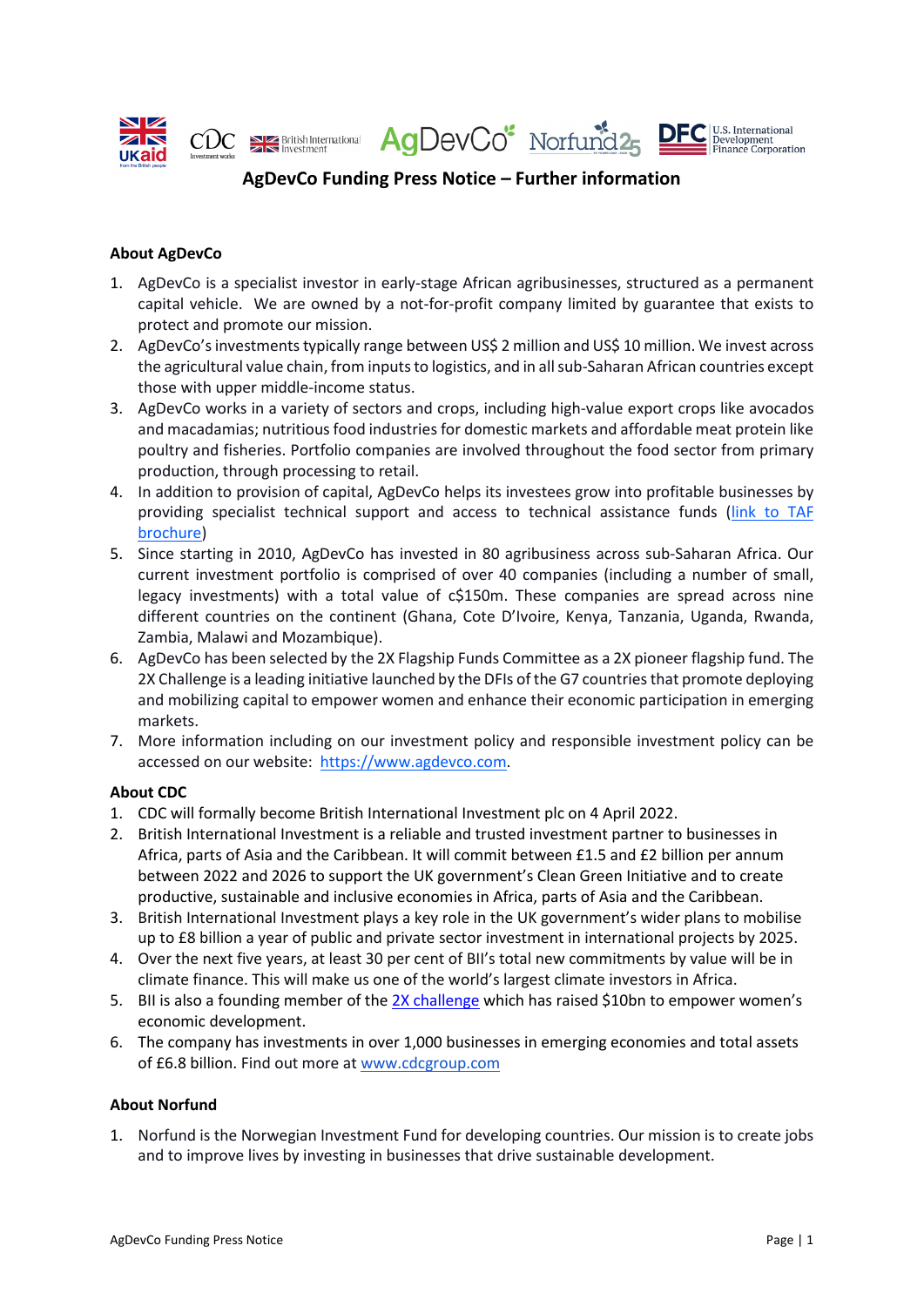# AgDevCo Funding Press Notice – Further information

### About AgDevCo

1. AgDevCo is a specialist investor in early-stage African agribusinesses, structured as a permanent capital vehicle. We are owned by a not-for-profit company limited by guarantee that exists to protect and promote our mission.
2. AgDevCo's investments typically range between US$ 2 million and US$ 10 million. We invest across the agricultural value chain, from inputs to logistics, and in all sub-Saharan African countries except those with upper middle-income status.
3. AgDevCo works in a variety of sectors and crops, including high-value export crops like avocados and macadamias; nutritious food industries for domestic markets and affordable meat protein like poultry and fisheries. Portfolio companies are involved throughout the food sector from primary production, through processing to retail.
4. In addition to provision of capital, AgDevCo helps its investees grow into profitable businesses by providing specialist technical support and access to technical assistance funds (link to TAF brochure)
5. Since starting in 2010, AgDevCo has invested in 80 agribusiness across sub-Saharan Africa. Our current investment portfolio is comprised of over 40 companies (including a number of small, legacy investments) with a total value of c$150m. These companies are spread across nine different countries on the continent (Ghana, Cote D'Ivoire, Kenya, Tanzania, Uganda, Rwanda, Zambia, Malawi and Mozambique).
6. AgDevCo has been selected by the 2X Flagship Funds Committee as a 2X pioneer flagship fund. The 2X Challenge is a leading initiative launched by the DFIs of the G7 countries that promote deploying and mobilizing capital to empower women and enhance their economic participation in emerging markets.
7. More information including on our investment policy and responsible investment policy can be accessed on our website: https://www.agdevco.com.

### About CDC

1. CDC will formally become British International Investment plc on 4 April 2022.
2. British International Investment is a reliable and trusted investment partner to businesses in Africa, parts of Asia and the Caribbean. It will commit between £1.5 and £2 billion per annum between 2022 and 2026 to support the UK government's Clean Green Initiative and to create productive, sustainable and inclusive economies in Africa, parts of Asia and the Caribbean.
3. British International Investment plays a key role in the UK government's wider plans to mobilise up to £8 billion a year of public and private sector investment in international projects by 2025.
4. Over the next five years, at least 30 per cent of BII's total new commitments by value will be in climate finance. This will make us one of the world's largest climate investors in Africa.
5. BII is also a founding member of the 2X challenge which has raised $10bn to empower women's economic development.
6. The company has investments in over 1,000 businesses in emerging economies and total assets of £6.8 billion. Find out more at www.cdcgroup.com

### About Norfund

1. Norfund is the Norwegian Investment Fund for developing countries. Our mission is to create jobs and to improve lives by investing in businesses that drive sustainable development.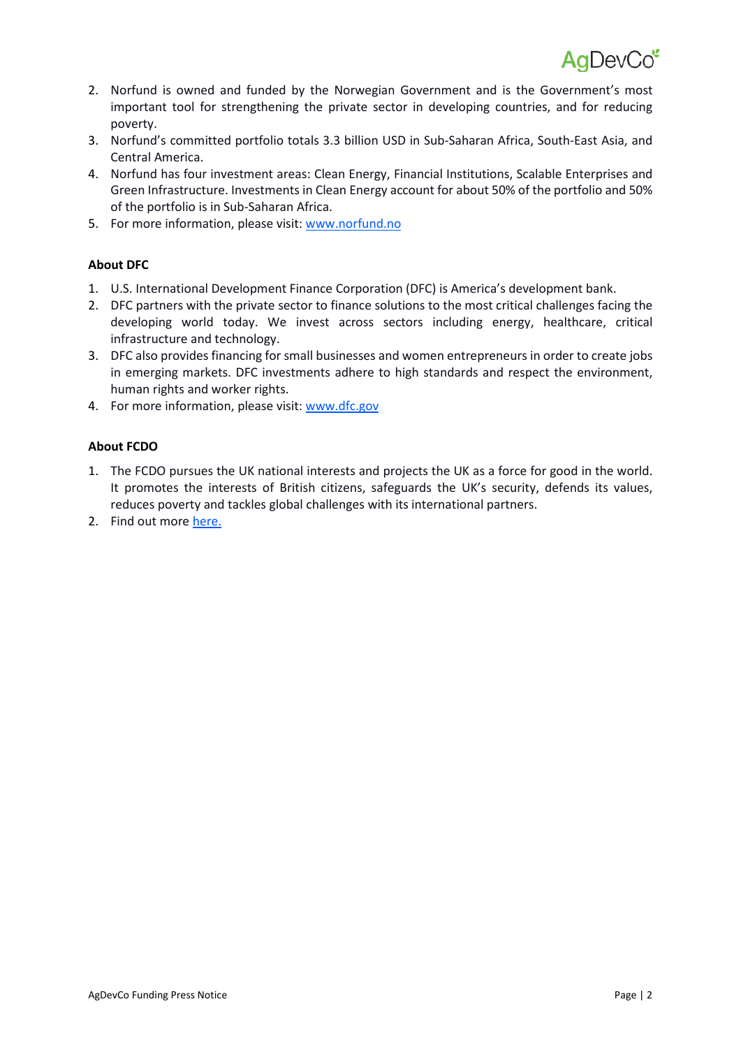2. Norfund is owned and funded by the Norwegian Government and is the Government's most important tool for strengthening the private sector in developing countries, and for reducing poverty.
3. Norfund's committed portfolio totals 3.3 billion USD in Sub-Saharan Africa, South-East Asia, and Central America.
4. Norfund has four investment areas: Clean Energy, Financial Institutions, Scalable Enterprises and Green Infrastructure. Investments in Clean Energy account for about 50% of the portfolio and 50% of the portfolio is in Sub-Saharan Africa.
5. For more information, please visit: [www.norfund.no](http://www.norfund.no)

**About DFC**

1. U.S. International Development Finance Corporation (DFC) is America's development bank.
2. DFC partners with the private sector to finance solutions to the most critical challenges facing the developing world today. We invest across sectors including energy, healthcare, critical infrastructure and technology.
3. DFC also provides financing for small businesses and women entrepreneurs in order to create jobs in emerging markets. DFC investments adhere to high standards and respect the environment, human rights and worker rights.
4. For more information, please visit: [www.dfc.gov](http://www.dfc.gov)

**About FCDO**

1. The FCDO pursues the UK national interests and projects the UK as a force for good in the world. It promotes the interests of British citizens, safeguards the UK's security, defends its values, reduces poverty and tackles global challenges with its international partners.
2. Find out more here.